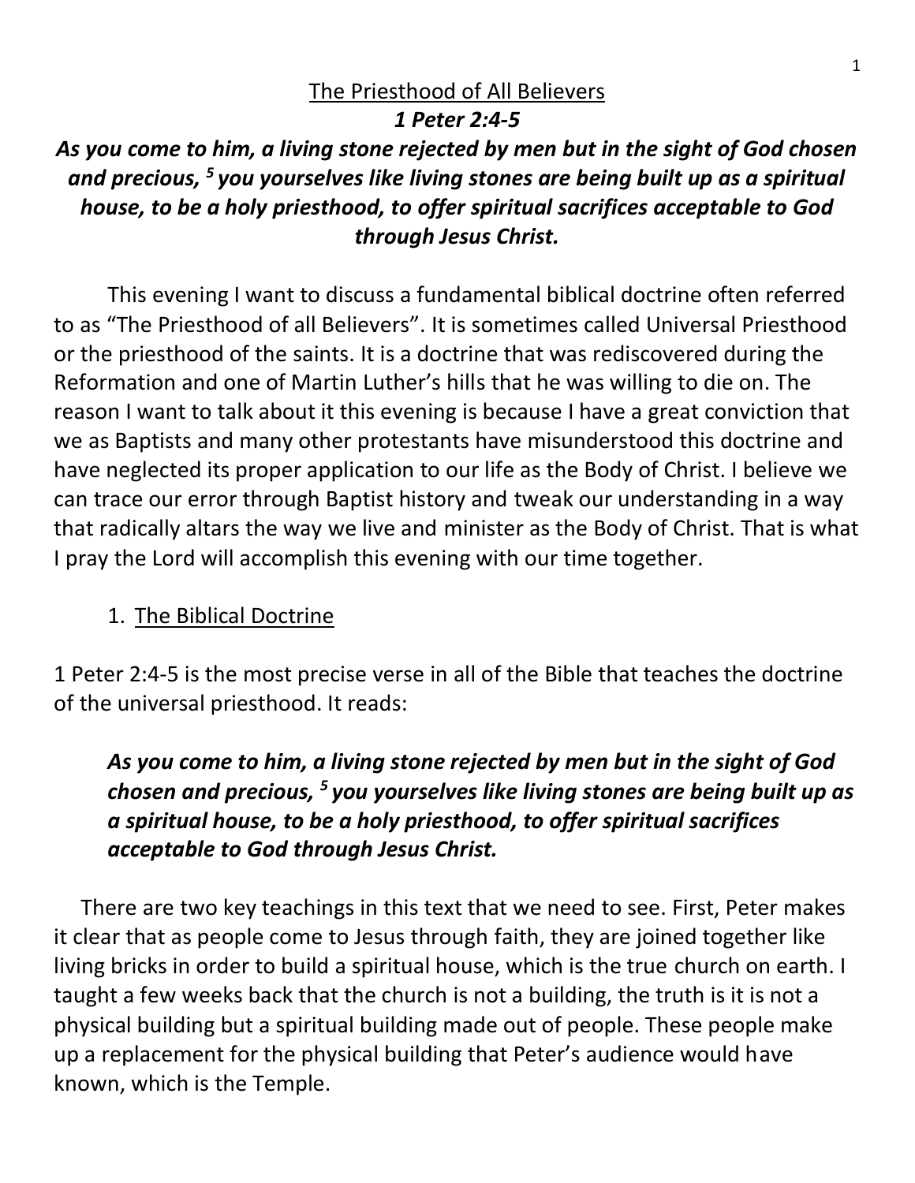# The Priesthood of All Believers

## *1 Peter 2:4-5*

***As you come to him, a living stone rejected by men but in the sight of God chosen and precious, [5] you yourselves like living stones are being built up as a spiritual house, to be a holy priesthood, to offer spiritual sacrifices acceptable to God through Jesus Christ.***

This evening I want to discuss a fundamental biblical doctrine often referred to as "The Priesthood of all Believers". It is sometimes called Universal Priesthood or the priesthood of the saints. It is a doctrine that was rediscovered during the Reformation and one of Martin Luther's hills that he was willing to die on. The reason I want to talk about it this evening is because I have a great conviction that we as Baptists and many other protestants have misunderstood this doctrine and have neglected its proper application to our life as the Body of Christ. I believe we can trace our error through Baptist history and tweak our understanding in a way that radically altars the way we live and minister as the Body of Christ. That is what I pray the Lord will accomplish this evening with our time together.

1. The Biblical Doctrine

1 Peter 2:4-5 is the most precise verse in all of the Bible that teaches the doctrine of the universal priesthood. It reads:

> ***As you come to him, a living stone rejected by men but in the sight of God chosen and precious, [5] you yourselves like living stones are being built up as a spiritual house, to be a holy priesthood, to offer spiritual sacrifices acceptable to God through Jesus Christ.***

There are two key teachings in this text that we need to see. First, Peter makes it clear that as people come to Jesus through faith, they are joined together like living bricks in order to build a spiritual house, which is the true church on earth. I taught a few weeks back that the church is not a building, the truth is it is not a physical building but a spiritual building made out of people. These people make up a replacement for the physical building that Peter's audience would have known, which is the Temple.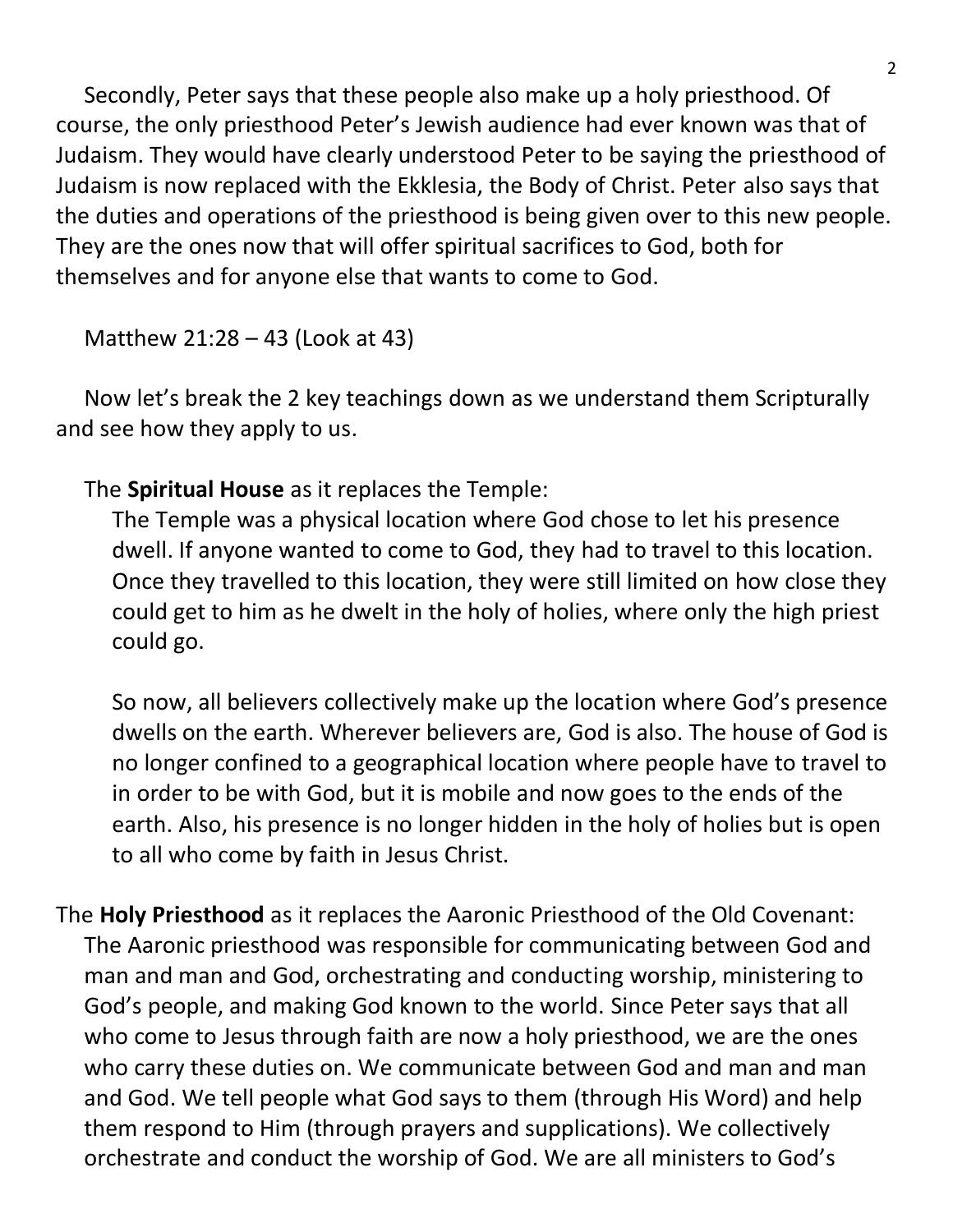Secondly, Peter says that these people also make up a holy priesthood. Of course, the only priesthood Peter's Jewish audience had ever known was that of Judaism. They would have clearly understood Peter to be saying the priesthood of Judaism is now replaced with the Ekklesia, the Body of Christ. Peter also says that the duties and operations of the priesthood is being given over to this new people. They are the ones now that will offer spiritual sacrifices to God, both for themselves and for anyone else that wants to come to God.

Matthew 21:28 – 43 (Look at 43)

Now let's break the 2 key teachings down as we understand them Scripturally and see how they apply to us.

The **Spiritual House** as it replaces the Temple:

The Temple was a physical location where God chose to let his presence dwell. If anyone wanted to come to God, they had to travel to this location. Once they travelled to this location, they were still limited on how close they could get to him as he dwelt in the holy of holies, where only the high priest could go.

So now, all believers collectively make up the location where God's presence dwells on the earth. Wherever believers are, God is also. The house of God is no longer confined to a geographical location where people have to travel to in order to be with God, but it is mobile and now goes to the ends of the earth. Also, his presence is no longer hidden in the holy of holies but is open to all who come by faith in Jesus Christ.

The **Holy Priesthood** as it replaces the Aaronic Priesthood of the Old Covenant:

The Aaronic priesthood was responsible for communicating between God and man and man and God, orchestrating and conducting worship, ministering to God's people, and making God known to the world. Since Peter says that all who come to Jesus through faith are now a holy priesthood, we are the ones who carry these duties on. We communicate between God and man and man and God. We tell people what God says to them (through His Word) and help them respond to Him (through prayers and supplications). We collectively orchestrate and conduct the worship of God. We are all ministers to God's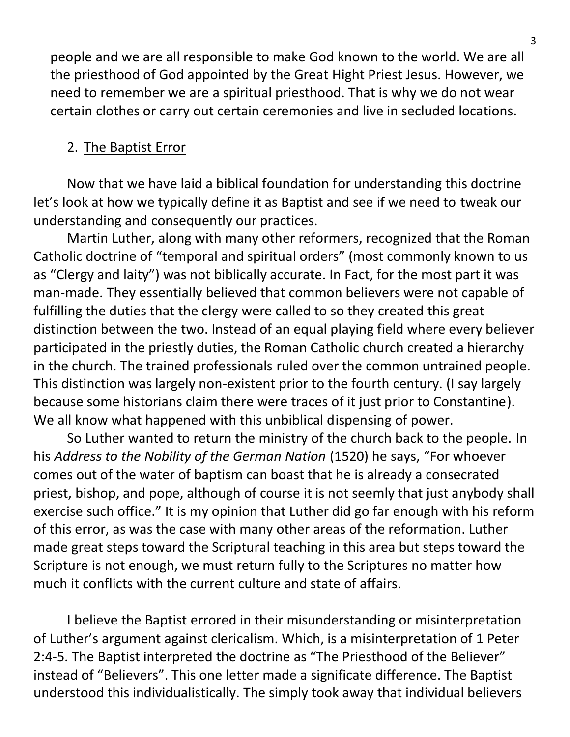people and we are all responsible to make God known to the world. We are all the priesthood of God appointed by the Great Hight Priest Jesus. However, we need to remember we are a spiritual priesthood. That is why we do not wear certain clothes or carry out certain ceremonies and live in secluded locations.

2. <u>The Baptist Error</u>

Now that we have laid a biblical foundation for understanding this doctrine let's look at how we typically define it as Baptist and see if we need to tweak our understanding and consequently our practices.

Martin Luther, along with many other reformers, recognized that the Roman Catholic doctrine of "temporal and spiritual orders" (most commonly known to us as "Clergy and laity") was not biblically accurate. In Fact, for the most part it was man-made. They essentially believed that common believers were not capable of fulfilling the duties that the clergy were called to so they created this great distinction between the two. Instead of an equal playing field where every believer participated in the priestly duties, the Roman Catholic church created a hierarchy in the church. The trained professionals ruled over the common untrained people. This distinction was largely non-existent prior to the fourth century. (I say largely because some historians claim there were traces of it just prior to Constantine). We all know what happened with this unbiblical dispensing of power.

So Luther wanted to return the ministry of the church back to the people. In his *Address to the Nobility of the German Nation* (1520) he says, "For whoever comes out of the water of baptism can boast that he is already a consecrated priest, bishop, and pope, although of course it is not seemly that just anybody shall exercise such office." It is my opinion that Luther did go far enough with his reform of this error, as was the case with many other areas of the reformation. Luther made great steps toward the Scriptural teaching in this area but steps toward the Scripture is not enough, we must return fully to the Scriptures no matter how much it conflicts with the current culture and state of affairs.

I believe the Baptist errored in their misunderstanding or misinterpretation of Luther's argument against clericalism. Which, is a misinterpretation of 1 Peter 2:4-5. The Baptist interpreted the doctrine as "The Priesthood of the Believer" instead of "Believers". This one letter made a significate difference. The Baptist understood this individualistically. The simply took away that individual believers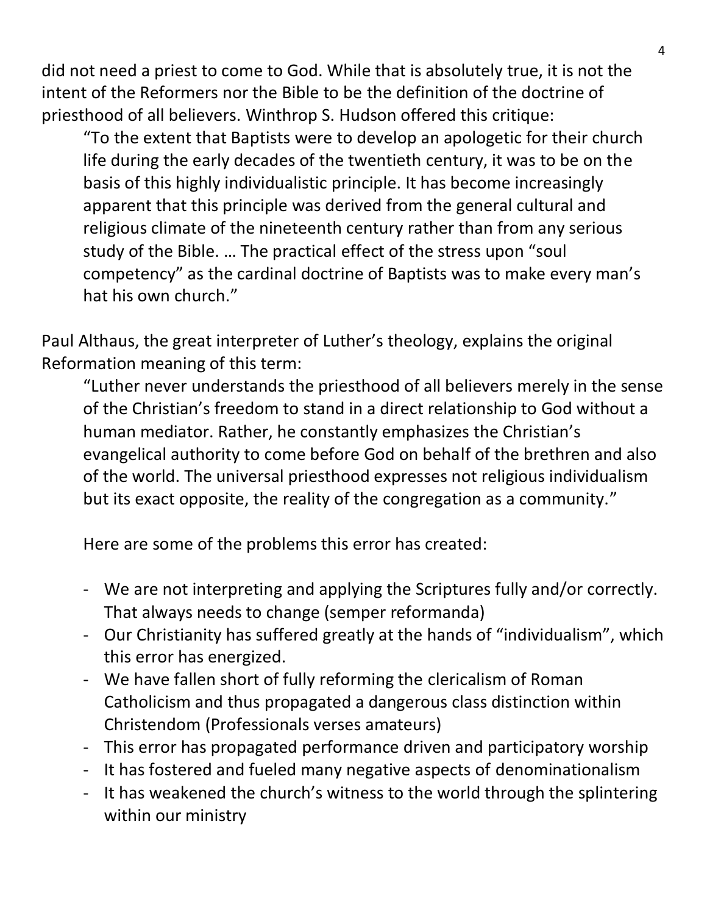did not need a priest to come to God. While that is absolutely true, it is not the intent of the Reformers nor the Bible to be the definition of the doctrine of priesthood of all believers. Winthrop S. Hudson offered this critique:

> "To the extent that Baptists were to develop an apologetic for their church life during the early decades of the twentieth century, it was to be on the basis of this highly individualistic principle. It has become increasingly apparent that this principle was derived from the general cultural and religious climate of the nineteenth century rather than from any serious study of the Bible. … The practical effect of the stress upon "soul competency" as the cardinal doctrine of Baptists was to make every man's hat his own church."

Paul Althaus, the great interpreter of Luther's theology, explains the original Reformation meaning of this term:

> "Luther never understands the priesthood of all believers merely in the sense of the Christian's freedom to stand in a direct relationship to God without a human mediator. Rather, he constantly emphasizes the Christian's evangelical authority to come before God on behalf of the brethren and also of the world. The universal priesthood expresses not religious individualism but its exact opposite, the reality of the congregation as a community."

Here are some of the problems this error has created:

- We are not interpreting and applying the Scriptures fully and/or correctly. That always needs to change (semper reformanda)
- Our Christianity has suffered greatly at the hands of "individualism", which this error has energized.
- We have fallen short of fully reforming the clericalism of Roman Catholicism and thus propagated a dangerous class distinction within Christendom (Professionals verses amateurs)
- This error has propagated performance driven and participatory worship
- It has fostered and fueled many negative aspects of denominationalism
- It has weakened the church's witness to the world through the splintering within our ministry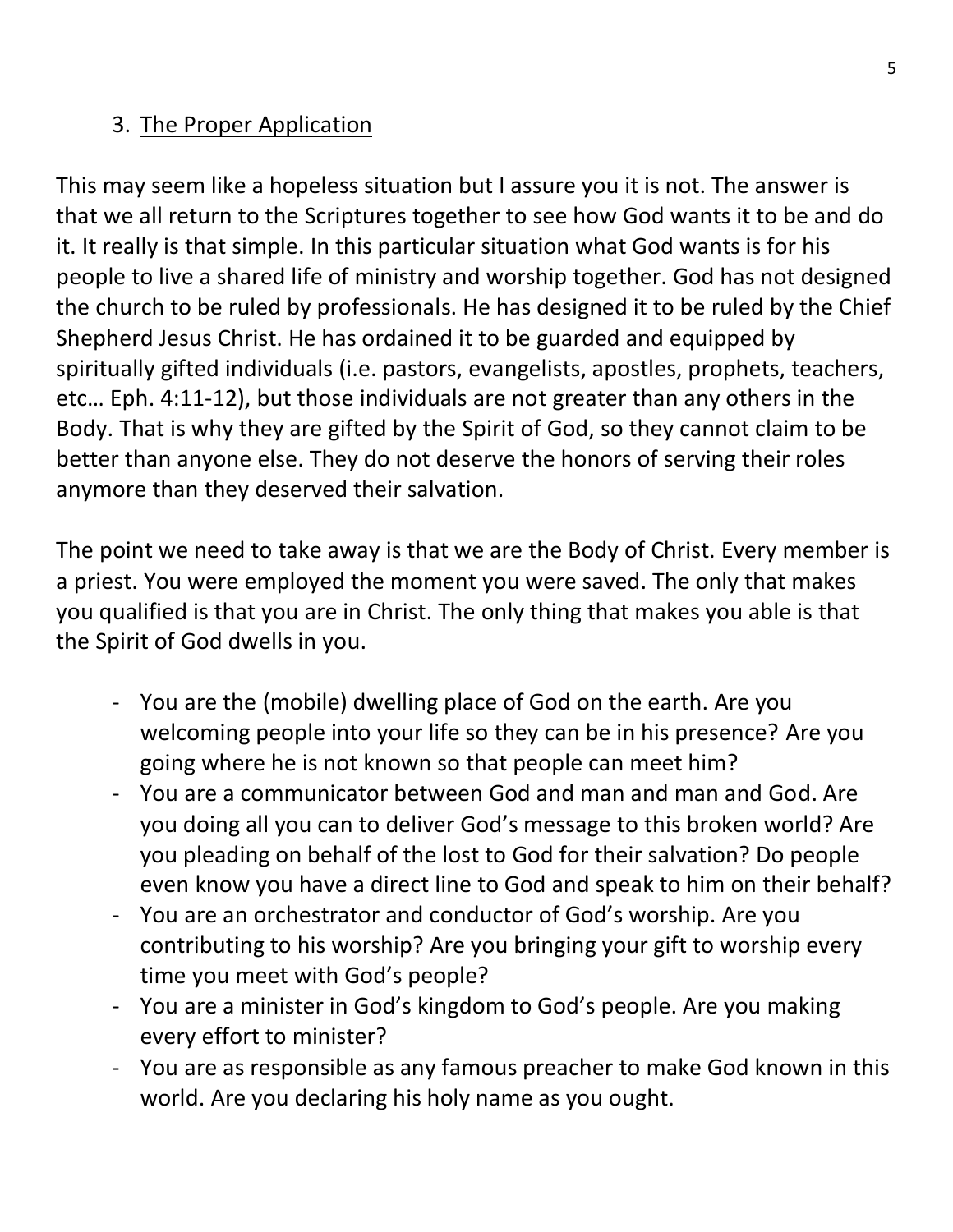3. The Proper Application

This may seem like a hopeless situation but I assure you it is not. The answer is that we all return to the Scriptures together to see how God wants it to be and do it. It really is that simple. In this particular situation what God wants is for his people to live a shared life of ministry and worship together. God has not designed the church to be ruled by professionals. He has designed it to be ruled by the Chief Shepherd Jesus Christ. He has ordained it to be guarded and equipped by spiritually gifted individuals (i.e. pastors, evangelists, apostles, prophets, teachers, etc… Eph. 4:11-12), but those individuals are not greater than any others in the Body. That is why they are gifted by the Spirit of God, so they cannot claim to be better than anyone else. They do not deserve the honors of serving their roles anymore than they deserved their salvation.

The point we need to take away is that we are the Body of Christ. Every member is a priest. You were employed the moment you were saved. The only that makes you qualified is that you are in Christ. The only thing that makes you able is that the Spirit of God dwells in you.

- You are the (mobile) dwelling place of God on the earth. Are you welcoming people into your life so they can be in his presence? Are you going where he is not known so that people can meet him?
- You are a communicator between God and man and man and God. Are you doing all you can to deliver God's message to this broken world? Are you pleading on behalf of the lost to God for their salvation? Do people even know you have a direct line to God and speak to him on their behalf?
- You are an orchestrator and conductor of God's worship. Are you contributing to his worship? Are you bringing your gift to worship every time you meet with God's people?
- You are a minister in God's kingdom to God's people. Are you making every effort to minister?
- You are as responsible as any famous preacher to make God known in this world. Are you declaring his holy name as you ought.